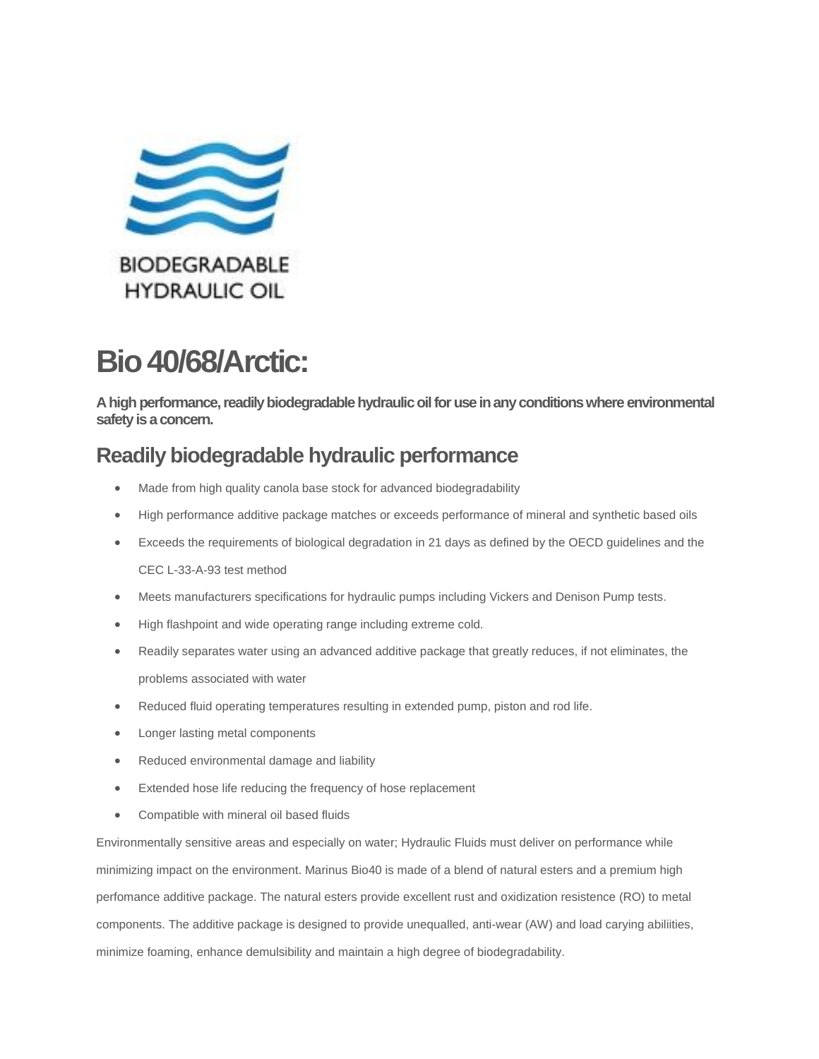BIODEGRADABLE HYDRAULIC OIL

# Bio 40/68/Arctic:

**A high performance, readily biodegradable hydraulic oil for use in any conditions where environmental safety is a concern.**

## Readily biodegradable hydraulic performance

- Made from high quality canola base stock for advanced biodegradability
- High performance additive package matches or exceeds performance of mineral and synthetic based oils
- Exceeds the requirements of biological degradation in 21 days as defined by the OECD guidelines and the CEC L-33-A-93 test method
- Meets manufacturers specifications for hydraulic pumps including Vickers and Denison Pump tests.
- High flashpoint and wide operating range including extreme cold.
- Readily separates water using an advanced additive package that greatly reduces, if not eliminates, the problems associated with water
- Reduced fluid operating temperatures resulting in extended pump, piston and rod life.
- Longer lasting metal components
- Reduced environmental damage and liability
- Extended hose life reducing the frequency of hose replacement
- Compatible with mineral oil based fluids

Environmentally sensitive areas and especially on water; Hydraulic Fluids must deliver on performance while minimizing impact on the environment. Marinus Bio40 is made of a blend of natural esters and a premium high perfomance additive package. The natural esters provide excellent rust and oxidization resistence (RO) to metal components. The additive package is designed to provide unequalled, anti-wear (AW) and load carying abiliities, minimize foaming, enhance demulsibility and maintain a high degree of biodegradability.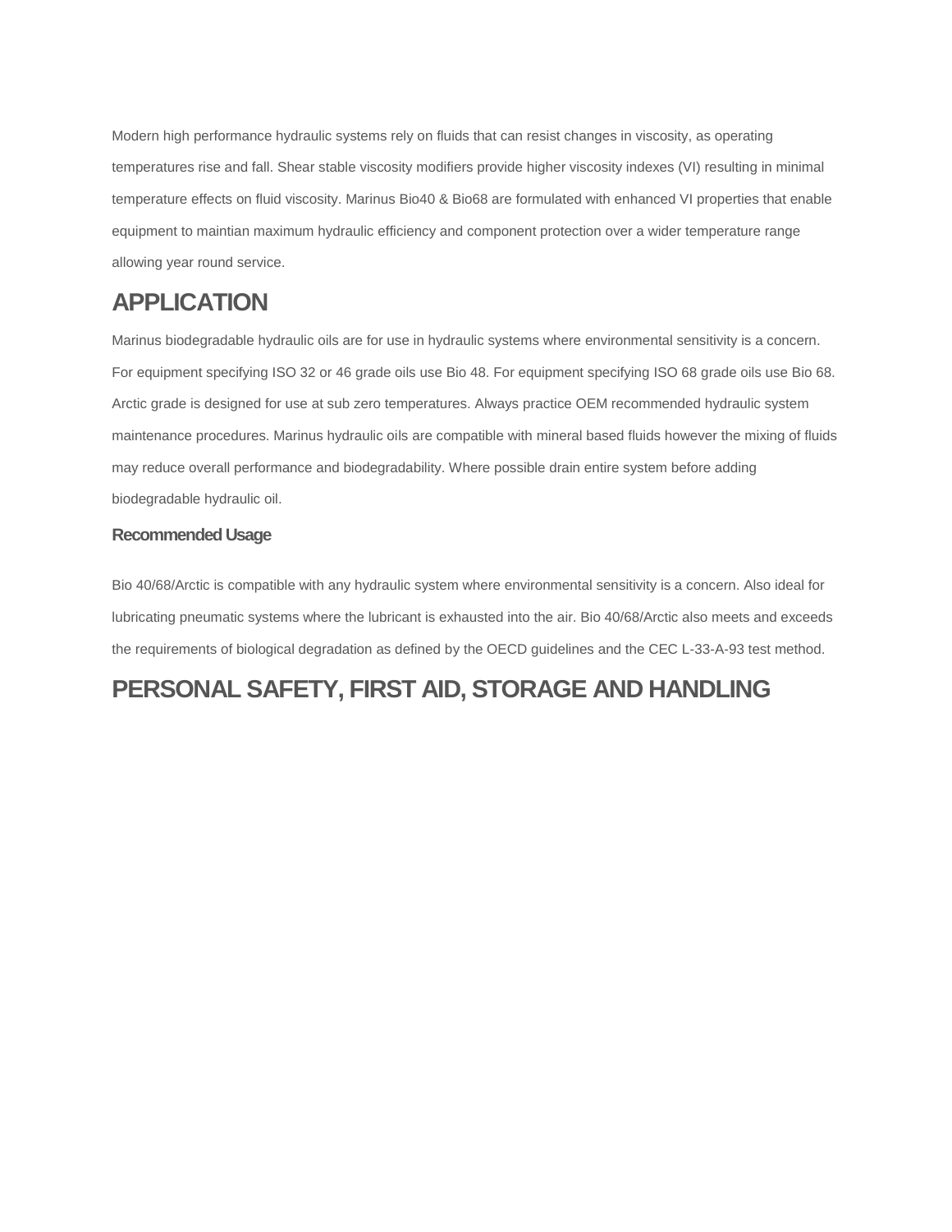Modern high performance hydraulic systems rely on fluids that can resist changes in viscosity, as operating temperatures rise and fall. Shear stable viscosity modifiers provide higher viscosity indexes (VI) resulting in minimal temperature effects on fluid viscosity. Marinus Bio40 & Bio68 are formulated with enhanced VI properties that enable equipment to maintian maximum hydraulic efficiency and component protection over a wider temperature range allowing year round service.

## APPLICATION

Marinus biodegradable hydraulic oils are for use in hydraulic systems where environmental sensitivity is a concern. For equipment specifying ISO 32 or 46 grade oils use Bio 48. For equipment specifying ISO 68 grade oils use Bio 68. Arctic grade is designed for use at sub zero temperatures. Always practice OEM recommended hydraulic system maintenance procedures. Marinus hydraulic oils are compatible with mineral based fluids however the mixing of fluids may reduce overall performance and biodegradability. Where possible drain entire system before adding biodegradable hydraulic oil.

### Recommended Usage

Bio 40/68/Arctic is compatible with any hydraulic system where environmental sensitivity is a concern. Also ideal for lubricating pneumatic systems where the lubricant is exhausted into the air. Bio 40/68/Arctic also meets and exceeds the requirements of biological degradation as defined by the OECD guidelines and the CEC L-33-A-93 test method.

## PERSONAL SAFETY, FIRST AID, STORAGE AND HANDLING